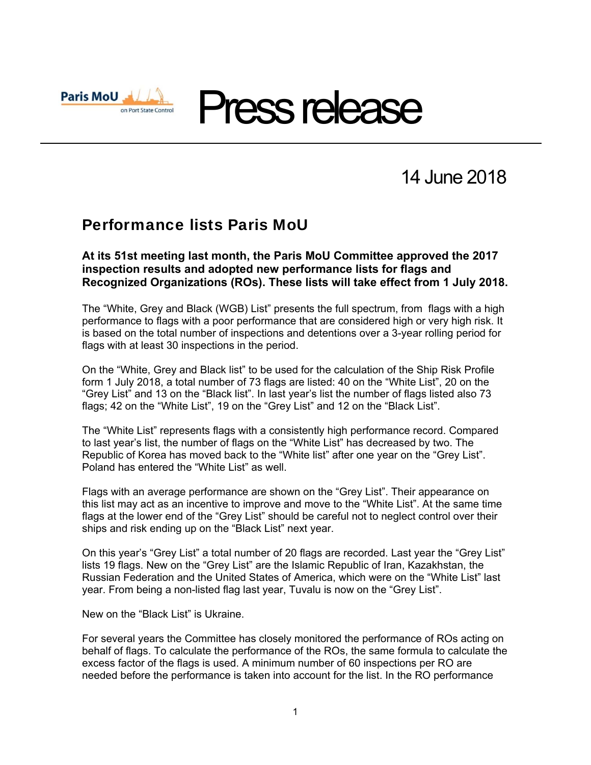Paris MoU on Port State Control

# Press release

14 June 2018

## Performance lists Paris MoU

**At its 51st meeting last month, the Paris MoU Committee approved the 2017 inspection results and adopted new performance lists for flags and Recognized Organizations (ROs). These lists will take effect from 1 July 2018.**

The "White, Grey and Black (WGB) List" presents the full spectrum, from flags with a high performance to flags with a poor performance that are considered high or very high risk. It is based on the total number of inspections and detentions over a 3-year rolling period for flags with at least 30 inspections in the period.

On the "White, Grey and Black list" to be used for the calculation of the Ship Risk Profile form 1 July 2018, a total number of 73 flags are listed: 40 on the "White List", 20 on the "Grey List" and 13 on the "Black list". In last year's list the number of flags listed also 73 flags; 42 on the "White List", 19 on the "Grey List" and 12 on the "Black List".

The "White List" represents flags with a consistently high performance record. Compared to last year's list, the number of flags on the "White List" has decreased by two. The Republic of Korea has moved back to the "White list" after one year on the "Grey List". Poland has entered the "White List" as well.

Flags with an average performance are shown on the "Grey List". Their appearance on this list may act as an incentive to improve and move to the "White List". At the same time flags at the lower end of the "Grey List" should be careful not to neglect control over their ships and risk ending up on the "Black List" next year.

On this year's "Grey List" a total number of 20 flags are recorded. Last year the "Grey List" lists 19 flags. New on the "Grey List" are the Islamic Republic of Iran, Kazakhstan, the Russian Federation and the United States of America, which were on the "White List" last year. From being a non-listed flag last year, Tuvalu is now on the "Grey List".

New on the "Black List" is Ukraine.

For several years the Committee has closely monitored the performance of ROs acting on behalf of flags. To calculate the performance of the ROs, the same formula to calculate the excess factor of the flags is used. A minimum number of 60 inspections per RO are needed before the performance is taken into account for the list. In the RO performance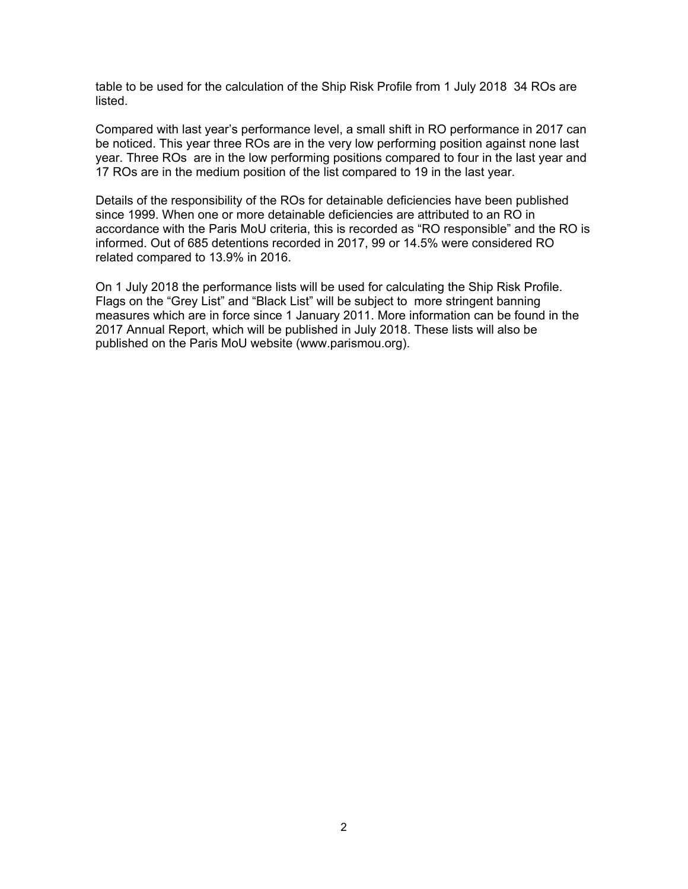table to be used for the calculation of the Ship Risk Profile from 1 July 2018  34 ROs are listed.

Compared with last year's performance level, a small shift in RO performance in 2017 can be noticed. This year three ROs are in the very low performing position against none last year. Three ROs  are in the low performing positions compared to four in the last year and 17 ROs are in the medium position of the list compared to 19 in the last year.

Details of the responsibility of the ROs for detainable deficiencies have been published since 1999. When one or more detainable deficiencies are attributed to an RO in accordance with the Paris MoU criteria, this is recorded as "RO responsible" and the RO is informed. Out of 685 detentions recorded in 2017, 99 or 14.5% were considered RO related compared to 13.9% in 2016.

On 1 July 2018 the performance lists will be used for calculating the Ship Risk Profile. Flags on the "Grey List" and "Black List" will be subject to  more stringent banning measures which are in force since 1 January 2011. More information can be found in the 2017 Annual Report, which will be published in July 2018. These lists will also be published on the Paris MoU website (www.parismou.org).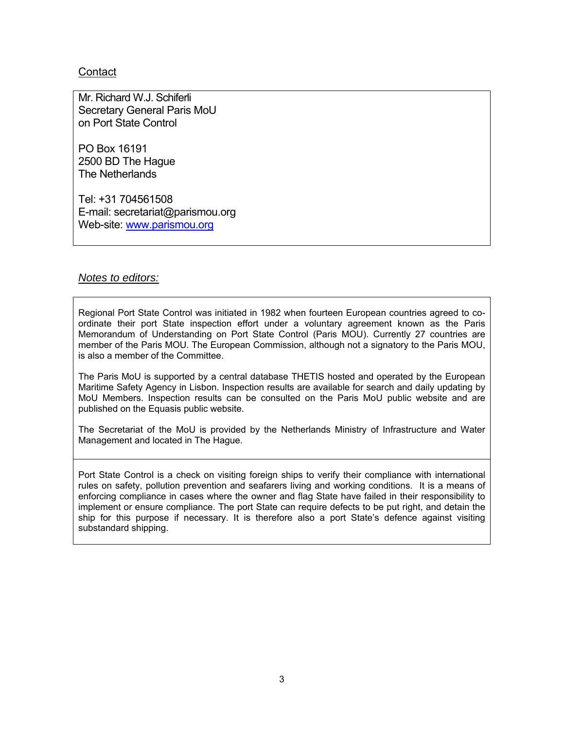Contact

Mr. Richard W.J. Schiferli
Secretary General Paris MoU
on Port State Control

PO Box 16191
2500 BD The Hague
The Netherlands

Tel: +31 704561508
E-mail: secretariat@parismou.org
Web-site: www.parismou.org

*Notes to editors:*

Regional Port State Control was initiated in 1982 when fourteen European countries agreed to co-ordinate their port State inspection effort under a voluntary agreement known as the Paris Memorandum of Understanding on Port State Control (Paris MOU). Currently 27 countries are member of the Paris MOU. The European Commission, although not a signatory to the Paris MOU, is also a member of the Committee.

The Paris MoU is supported by a central database THETIS hosted and operated by the European Maritime Safety Agency in Lisbon. Inspection results are available for search and daily updating by MoU Members. Inspection results can be consulted on the Paris MoU public website and are published on the Equasis public website.

The Secretariat of the MoU is provided by the Netherlands Ministry of Infrastructure and Water Management and located in The Hague.

Port State Control is a check on visiting foreign ships to verify their compliance with international rules on safety, pollution prevention and seafarers living and working conditions. It is a means of enforcing compliance in cases where the owner and flag State have failed in their responsibility to implement or ensure compliance. The port State can require defects to be put right, and detain the ship for this purpose if necessary. It is therefore also a port State's defence against visiting substandard shipping.